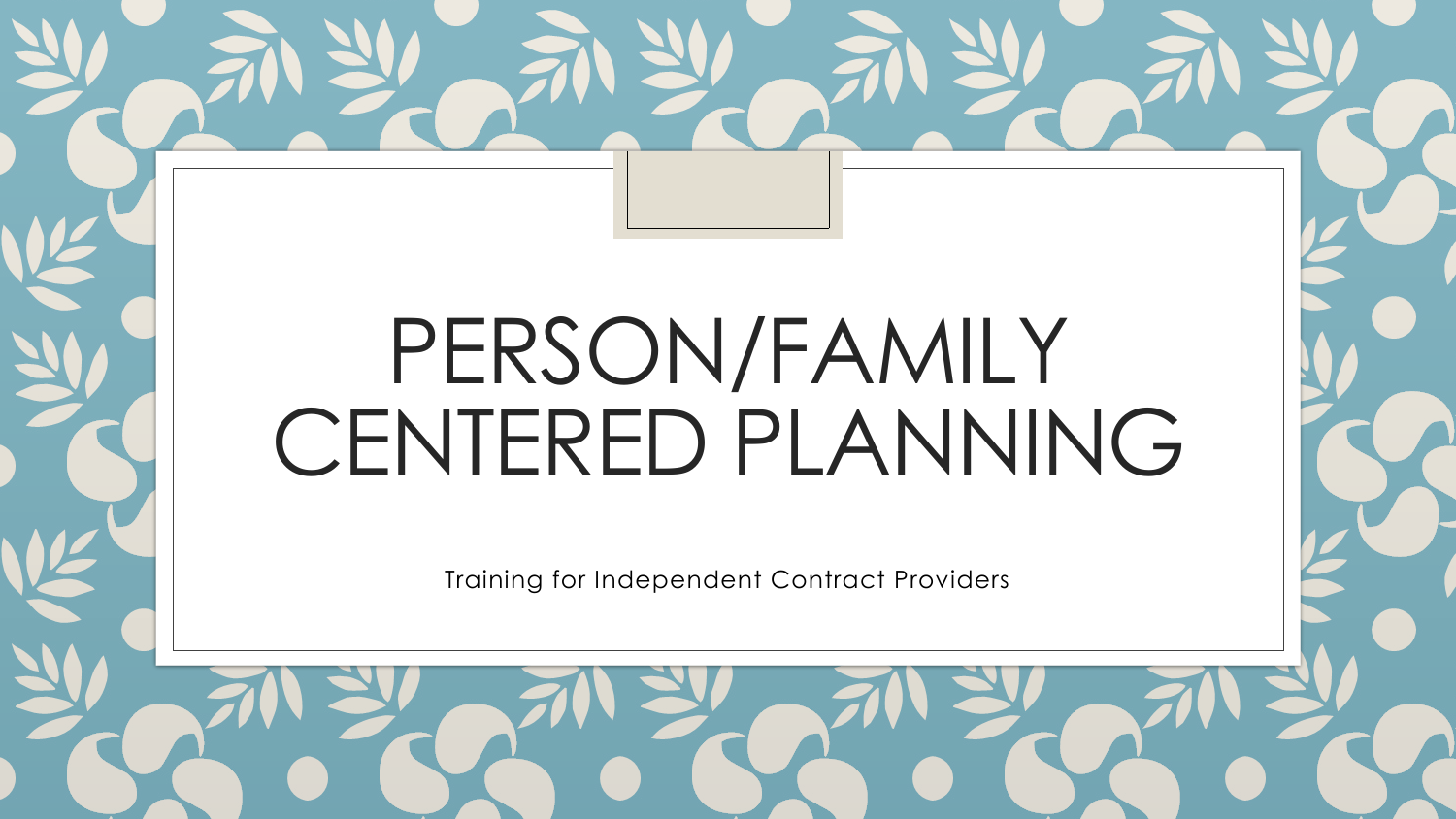# PERSON/FAMILY CENTERED PLANNING

Training for Independent Contract Providers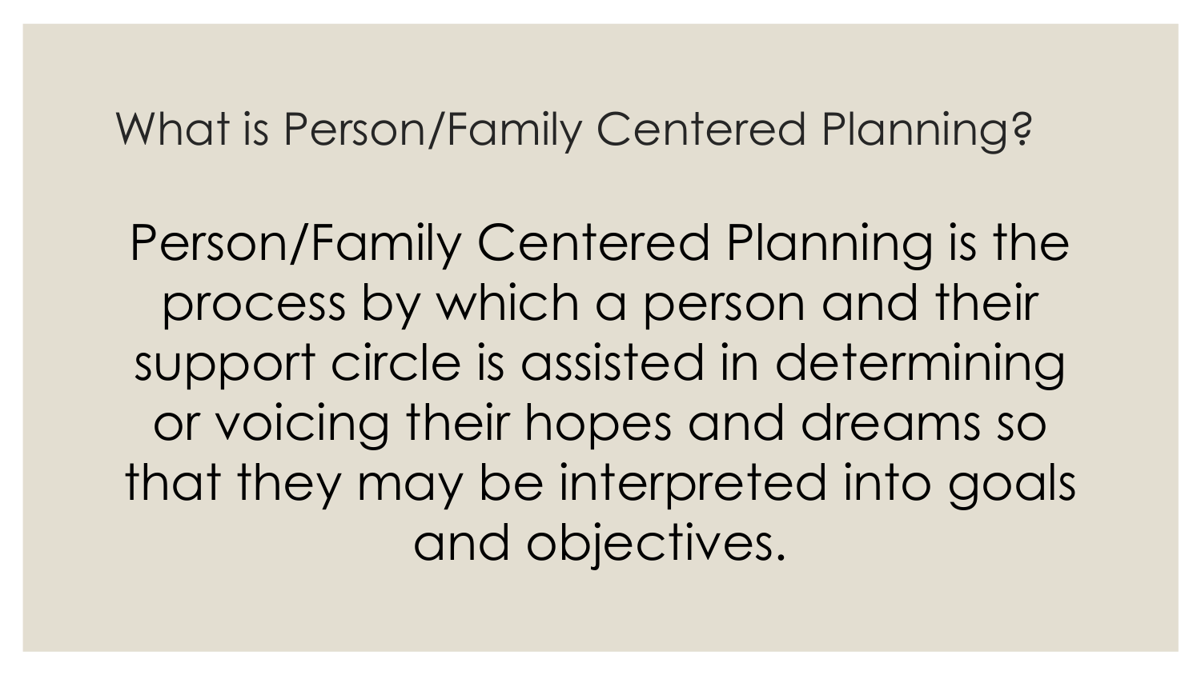## What is Person/Family Centered Planning?

Person/Family Centered Planning is the process by which a person and their support circle is assisted in determining or voicing their hopes and dreams so that they may be interpreted into goals and objectives.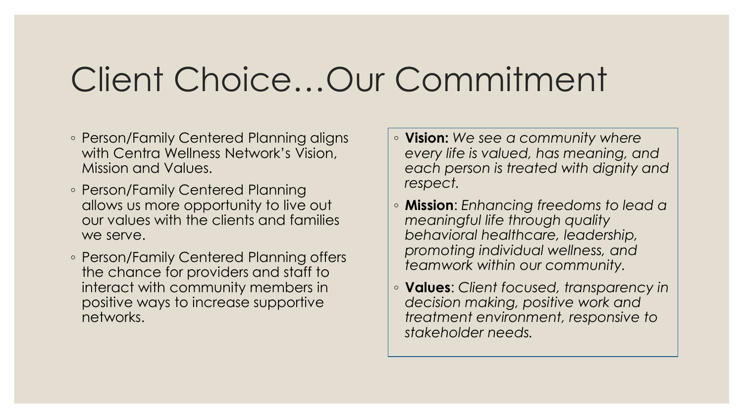# Client Choice…Our Commitment

- Person/Family Centered Planning aligns with Centra Wellness Network's Vision, Mission and Values.
- Person/Family Centered Planning allows us more opportunity to live out our values with the clients and families we serve.
- Person/Family Centered Planning offers the chance for providers and staff to interact with community members in positive ways to increase supportive networks.

- **Vision:** *We see a community where every life is valued, has meaning, and each person is treated with dignity and respect.*
- **Mission**: *Enhancing freedoms to lead a meaningful life through quality behavioral healthcare, leadership, promoting individual wellness, and teamwork within our community.*
- **Values**: *Client focused, transparency in decision making, positive work and treatment environment, responsive to stakeholder needs.*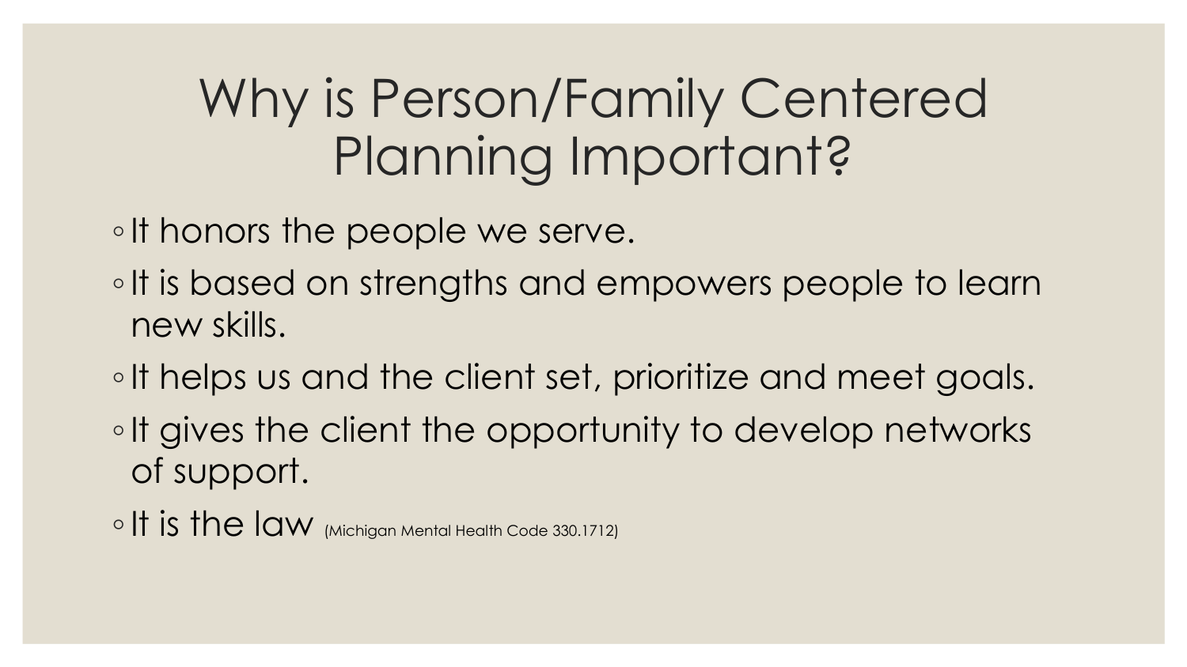# Why is Person/Family Centered Planning Important?

- It honors the people we serve.
- It is based on strengths and empowers people to learn new skills.
- It helps us and the client set, prioritize and meet goals.
- It gives the client the opportunity to develop networks of support.
- It is the law (Michigan Mental Health Code 330.1712)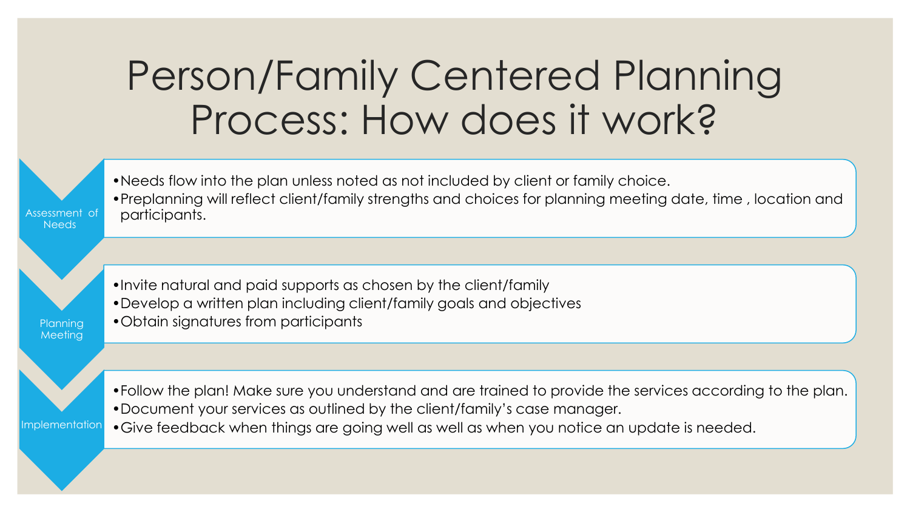# Person/Family Centered Planning Process: How does it work?

**Assessment of Needs**

- Needs flow into the plan unless noted as not included by client or family choice.
- Preplanning will reflect client/family strengths and choices for planning meeting date, time , location and participants.

**Planning Meeting**

- Invite natural and paid supports as chosen by the client/family
- Develop a written plan including client/family goals and objectives
- Obtain signatures from participants

**Implementation**

- Follow the plan! Make sure you understand and are trained to provide the services according to the plan.
- Document your services as outlined by the client/family's case manager.
- Give feedback when things are going well as well as when you notice an update is needed.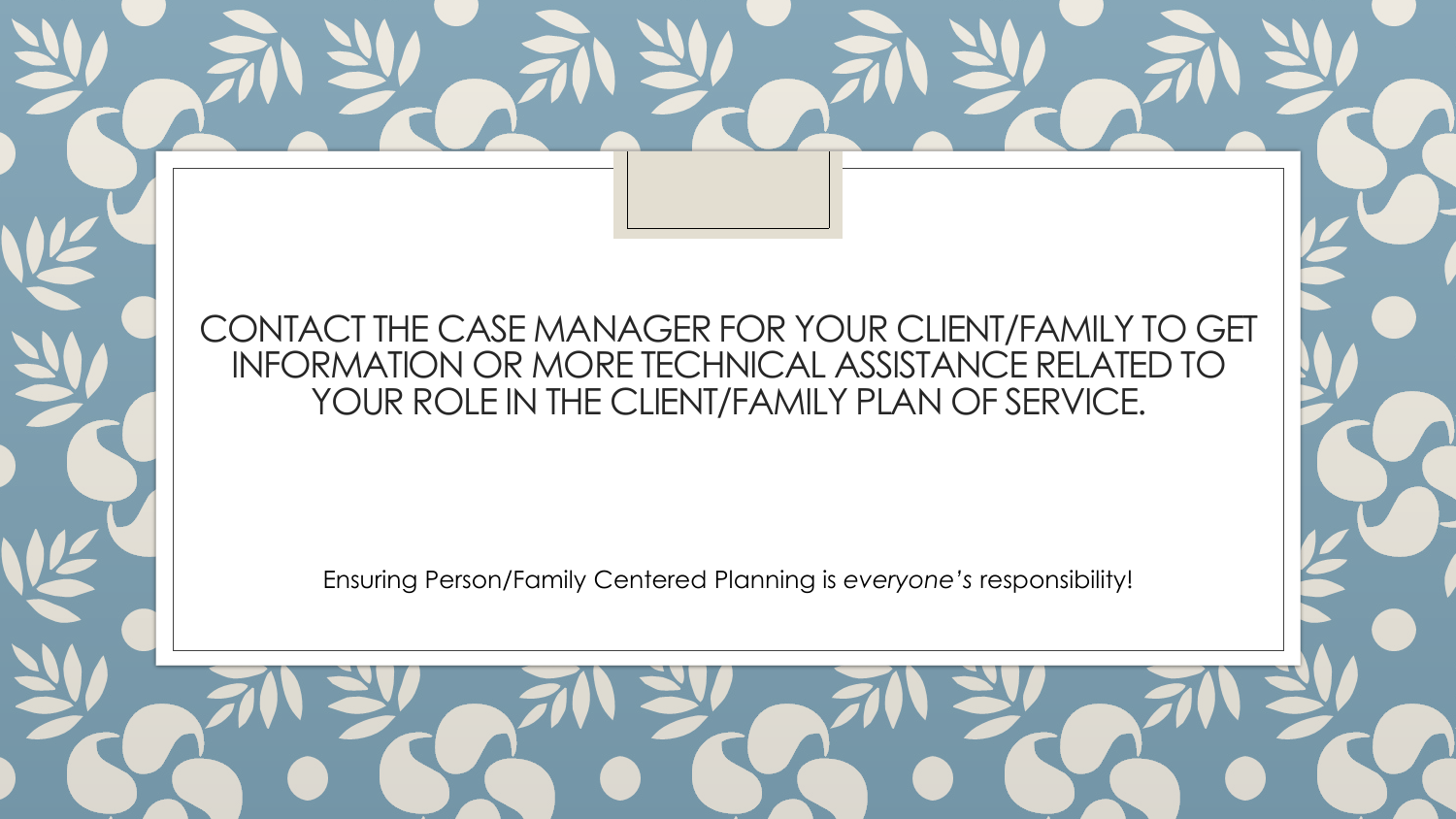# CONTACT THE CASE MANAGER FOR YOUR CLIENT/FAMILY TO GET INFORMATION OR MORE TECHNICAL ASSISTANCE RELATED TO YOUR ROLE IN THE CLIENT/FAMILY PLAN OF SERVICE.

Ensuring Person/Family Centered Planning is *everyone's* responsibility!